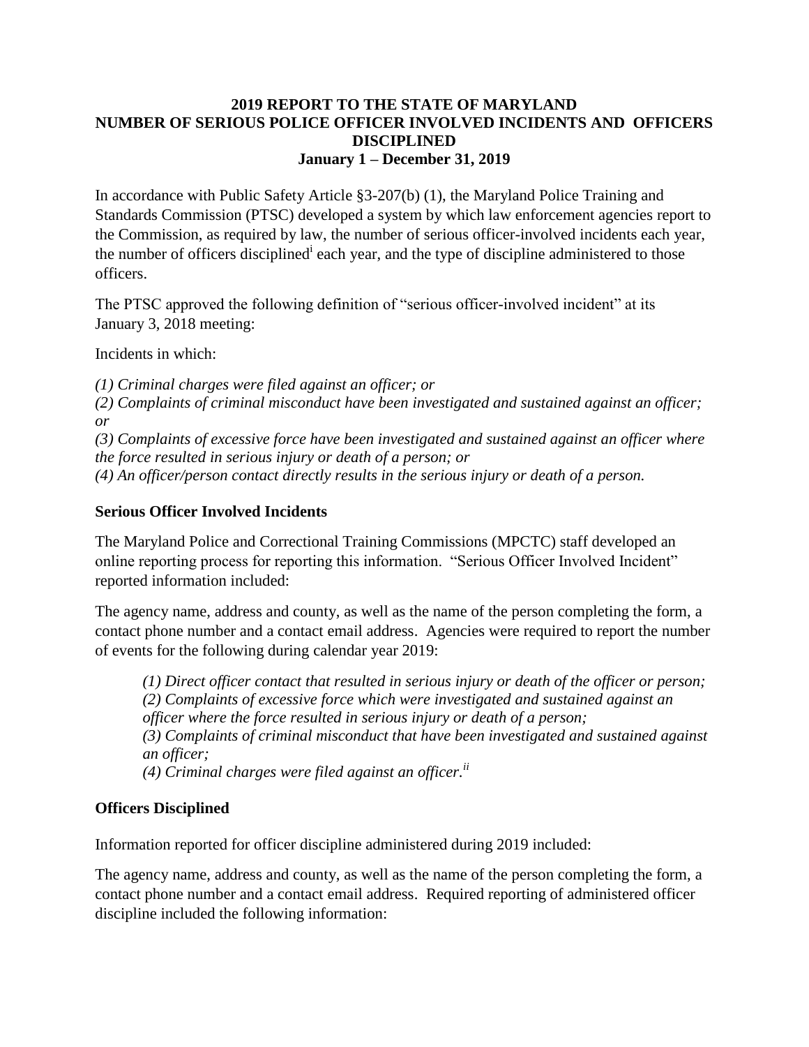**2019 REPORT TO THE STATE OF MARYLAND**
**NUMBER OF SERIOUS POLICE OFFICER INVOLVED INCIDENTS AND OFFICERS DISCIPLINED**
**January 1 – December 31, 2019**

In accordance with Public Safety Article §3-207(b) (1), the Maryland Police Training and Standards Commission (PTSC) developed a system by which law enforcement agencies report to the Commission, as required by law, the number of serious officer-involved incidents each year, the number of officers disciplined[i] each year, and the type of discipline administered to those officers.

The PTSC approved the following definition of "serious officer-involved incident" at its January 3, 2018 meeting:

Incidents in which:

*(1) Criminal charges were filed against an officer; or*
*(2) Complaints of criminal misconduct have been investigated and sustained against an officer; or*
*(3) Complaints of excessive force have been investigated and sustained against an officer where the force resulted in serious injury or death of a person; or*
*(4) An officer/person contact directly results in the serious injury or death of a person.*

### Serious Officer Involved Incidents

The Maryland Police and Correctional Training Commissions (MPCTC) staff developed an online reporting process for reporting this information. "Serious Officer Involved Incident" reported information included:

The agency name, address and county, as well as the name of the person completing the form, a contact phone number and a contact email address. Agencies were required to report the number of events for the following during calendar year 2019:

> *(1) Direct officer contact that resulted in serious injury or death of the officer or person;*
> *(2) Complaints of excessive force which were investigated and sustained against an officer where the force resulted in serious injury or death of a person;*
> *(3) Complaints of criminal misconduct that have been investigated and sustained against an officer;*
> *(4) Criminal charges were filed against an officer.*[ii]

### Officers Disciplined

Information reported for officer discipline administered during 2019 included:

The agency name, address and county, as well as the name of the person completing the form, a contact phone number and a contact email address. Required reporting of administered officer discipline included the following information: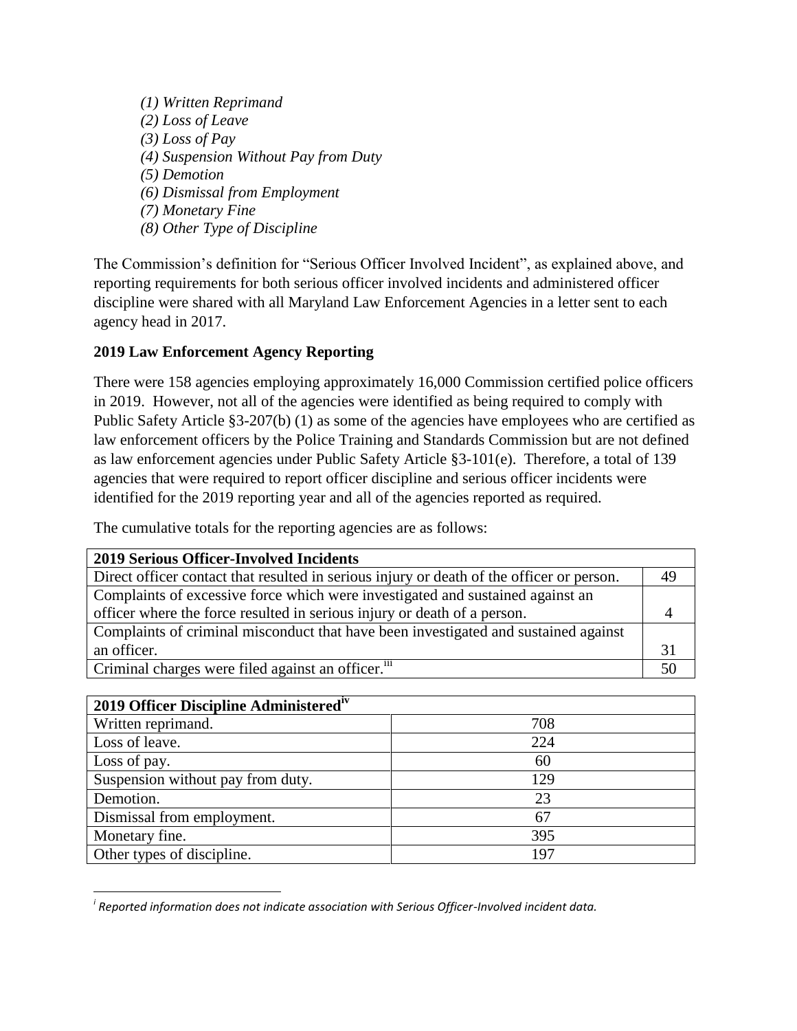*(1) Written Reprimand*
*(2) Loss of Leave*
*(3) Loss of Pay*
*(4) Suspension Without Pay from Duty*
*(5) Demotion*
*(6) Dismissal from Employment*
*(7) Monetary Fine*
*(8) Other Type of Discipline*

The Commission's definition for "Serious Officer Involved Incident", as explained above, and reporting requirements for both serious officer involved incidents and administered officer discipline were shared with all Maryland Law Enforcement Agencies in a letter sent to each agency head in 2017.

**2019 Law Enforcement Agency Reporting**

There were 158 agencies employing approximately 16,000 Commission certified police officers in 2019. However, not all of the agencies were identified as being required to comply with Public Safety Article §3-207(b) (1) as some of the agencies have employees who are certified as law enforcement officers by the Police Training and Standards Commission but are not defined as law enforcement agencies under Public Safety Article §3-101(e). Therefore, a total of 139 agencies that were required to report officer discipline and serious officer incidents were identified for the 2019 reporting year and all of the agencies reported as required.

The cumulative totals for the reporting agencies are as follows:

| **2019 Serious Officer-Involved Incidents** | |
|---|---|
| Direct officer contact that resulted in serious injury or death of the officer or person. | 49 |
| Complaints of excessive force which were investigated and sustained against an officer where the force resulted in serious injury or death of a person. | 4 |
| Complaints of criminal misconduct that have been investigated and sustained against an officer. | 31 |
| Criminal charges were filed against an officer.[iii] | 50 |

| **2019 Officer Discipline Administered**[iv] | |
|---|---|
| Written reprimand. | 708 |
| Loss of leave. | 224 |
| Loss of pay. | 60 |
| Suspension without pay from duty. | 129 |
| Demotion. | 23 |
| Dismissal from employment. | 67 |
| Monetary fine. | 395 |
| Other types of discipline. | 197 |

[i] *Reported information does not indicate association with Serious Officer-Involved incident data.*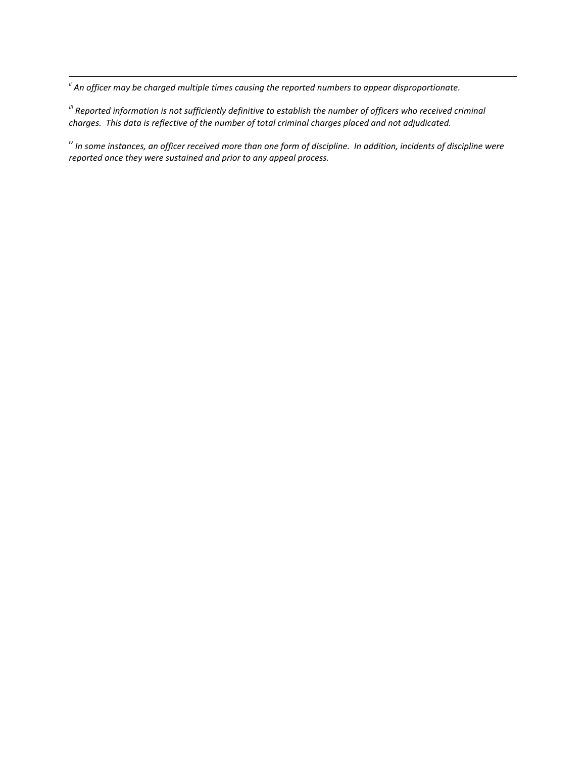---

*[ii] An officer may be charged multiple times causing the reported numbers to appear disproportionate.*

*[iii] Reported information is not sufficiently definitive to establish the number of officers who received criminal charges. This data is reflective of the number of total criminal charges placed and not adjudicated.*

*[iv] In some instances, an officer received more than one form of discipline. In addition, incidents of discipline were reported once they were sustained and prior to any appeal process.*